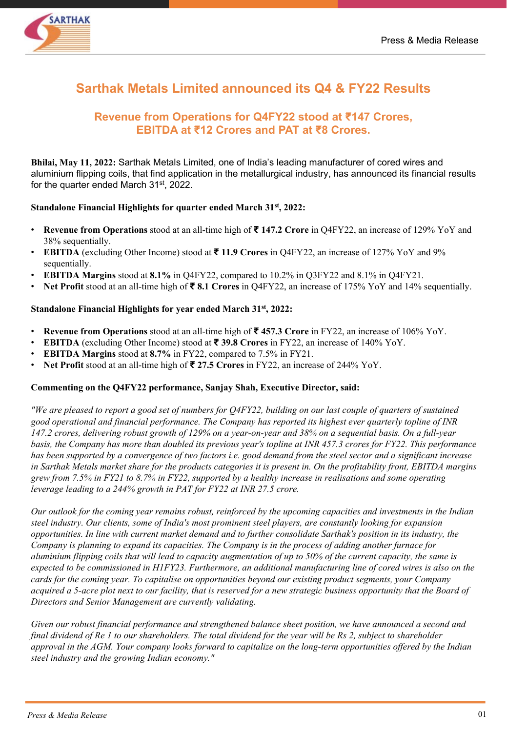# Sarthak Metals Limited announced its Q4 & FY22 Results

## Revenue from Operations for Q4FY22 stood at ₹147 Crores, EBITDA at ₹12 Crores and PAT at ₹8 Crores.

**Bhilai, May 11, 2022:** Sarthak Metals Limited, one of India's leading manufacturer of cored wires and aluminium flipping coils, that find application in the metallurgical industry, has announced its financial results for the quarter ended March 31st, 2022.

**Standalone Financial Highlights for quarter ended March 31st, 2022:**

- **Revenue from Operations** stood at an all-time high of **₹ 147.2 Crore** in Q4FY22, an increase of 129% YoY and 38% sequentially.
- **EBITDA** (excluding Other Income) stood at **₹ 11.9 Crores** in Q4FY22, an increase of 127% YoY and 9% sequentially.
- **EBITDA Margins** stood at **8.1%** in Q4FY22, compared to 10.2% in Q3FY22 and 8.1% in Q4FY21.
- **Net Profit** stood at an all-time high of **₹ 8.1 Crores** in Q4FY22, an increase of 175% YoY and 14% sequentially.

**Standalone Financial Highlights for year ended March 31st, 2022:**

- **Revenue from Operations** stood at an all-time high of **₹ 457.3 Crore** in FY22, an increase of 106% YoY.
- **EBITDA** (excluding Other Income) stood at **₹ 39.8 Crores** in FY22, an increase of 140% YoY.
- **EBITDA Margins** stood at **8.7%** in FY22, compared to 7.5% in FY21.
- **Net Profit** stood at an all-time high of **₹ 27.5 Crores** in FY22, an increase of 244% YoY.

**Commenting on the Q4FY22 performance, Sanjay Shah, Executive Director, said:**

*"We are pleased to report a good set of numbers for Q4FY22, building on our last couple of quarters of sustained good operational and financial performance. The Company has reported its highest ever quarterly topline of INR 147.2 crores, delivering robust growth of 129% on a year-on-year and 38% on a sequential basis. On a full-year basis, the Company has more than doubled its previous year's topline at INR 457.3 crores for FY22. This performance has been supported by a convergence of two factors i.e. good demand from the steel sector and a significant increase in Sarthak Metals market share for the products categories it is present in. On the profitability front, EBITDA margins grew from 7.5% in FY21 to 8.7% in FY22, supported by a healthy increase in realisations and some operating leverage leading to a 244% growth in PAT for FY22 at INR 27.5 crore.*

*Our outlook for the coming year remains robust, reinforced by the upcoming capacities and investments in the Indian steel industry. Our clients, some of India's most prominent steel players, are constantly looking for expansion opportunities. In line with current market demand and to further consolidate Sarthak's position in its industry, the Company is planning to expand its capacities. The Company is in the process of adding another furnace for aluminium flipping coils that will lead to capacity augmentation of up to 50% of the current capacity, the same is expected to be commissioned in H1FY23. Furthermore, an additional manufacturing line of cored wires is also on the cards for the coming year. To capitalise on opportunities beyond our existing product segments, your Company acquired a 5-acre plot next to our facility, that is reserved for a new strategic business opportunity that the Board of Directors and Senior Management are currently validating.*

*Given our robust financial performance and strengthened balance sheet position, we have announced a second and final dividend of Re 1 to our shareholders. The total dividend for the year will be Rs 2, subject to shareholder approval in the AGM. Your company looks forward to capitalize on the long-term opportunities offered by the Indian steel industry and the growing Indian economy."*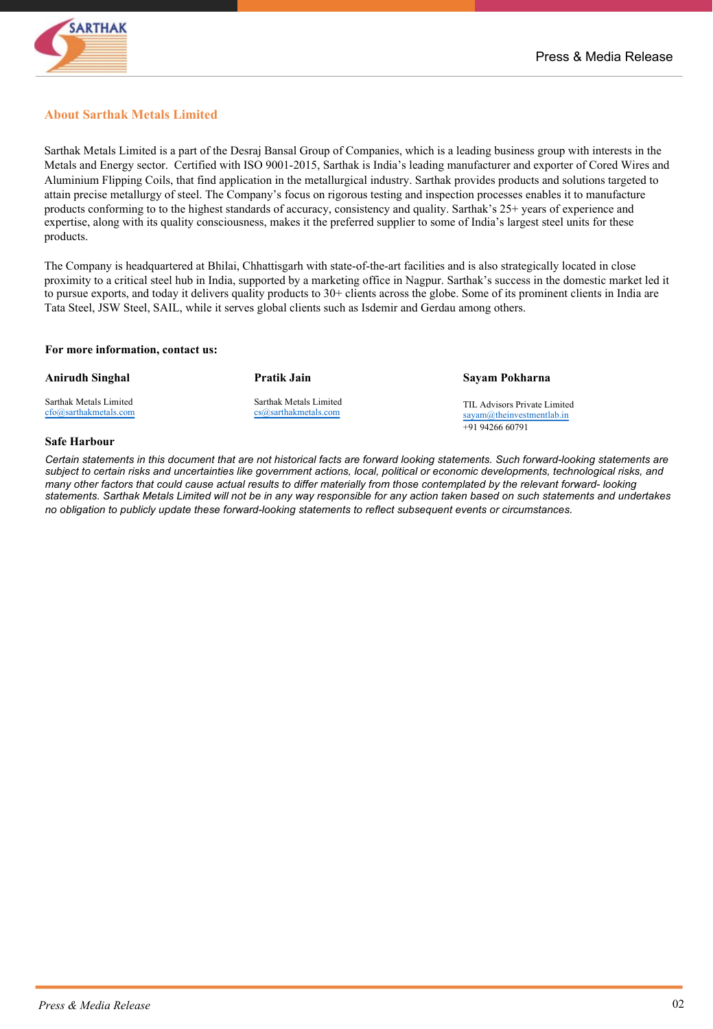## About Sarthak Metals Limited

Sarthak Metals Limited is a part of the Desraj Bansal Group of Companies, which is a leading business group with interests in the Metals and Energy sector. Certified with ISO 9001-2015, Sarthak is India's leading manufacturer and exporter of Cored Wires and Aluminium Flipping Coils, that find application in the metallurgical industry. Sarthak provides products and solutions targeted to attain precise metallurgy of steel. The Company's focus on rigorous testing and inspection processes enables it to manufacture products conforming to to the highest standards of accuracy, consistency and quality. Sarthak's 25+ years of experience and expertise, along with its quality consciousness, makes it the preferred supplier to some of India's largest steel units for these products.

The Company is headquartered at Bhilai, Chhattisgarh with state-of-the-art facilities and is also strategically located in close proximity to a critical steel hub in India, supported by a marketing office in Nagpur. Sarthak's success in the domestic market led it to pursue exports, and today it delivers quality products to 30+ clients across the globe. Some of its prominent clients in India are Tata Steel, JSW Steel, SAIL, while it serves global clients such as Isdemir and Gerdau among others.

**For more information, contact us:**

**Anirudh Singhal**
Sarthak Metals Limited
cfo@sarthakmetals.com

**Pratik Jain**
Sarthak Metals Limited
cs@sarthakmetals.com

**Sayam Pokharna**
TIL Advisors Private Limited
sayam@theinvestmentlab.in
+91 94266 60791

**Safe Harbour**

*Certain statements in this document that are not historical facts are forward looking statements. Such forward-looking statements are subject to certain risks and uncertainties like government actions, local, political or economic developments, technological risks, and many other factors that could cause actual results to differ materially from those contemplated by the relevant forward- looking statements. Sarthak Metals Limited will not be in any way responsible for any action taken based on such statements and undertakes no obligation to publicly update these forward-looking statements to reflect subsequent events or circumstances.*